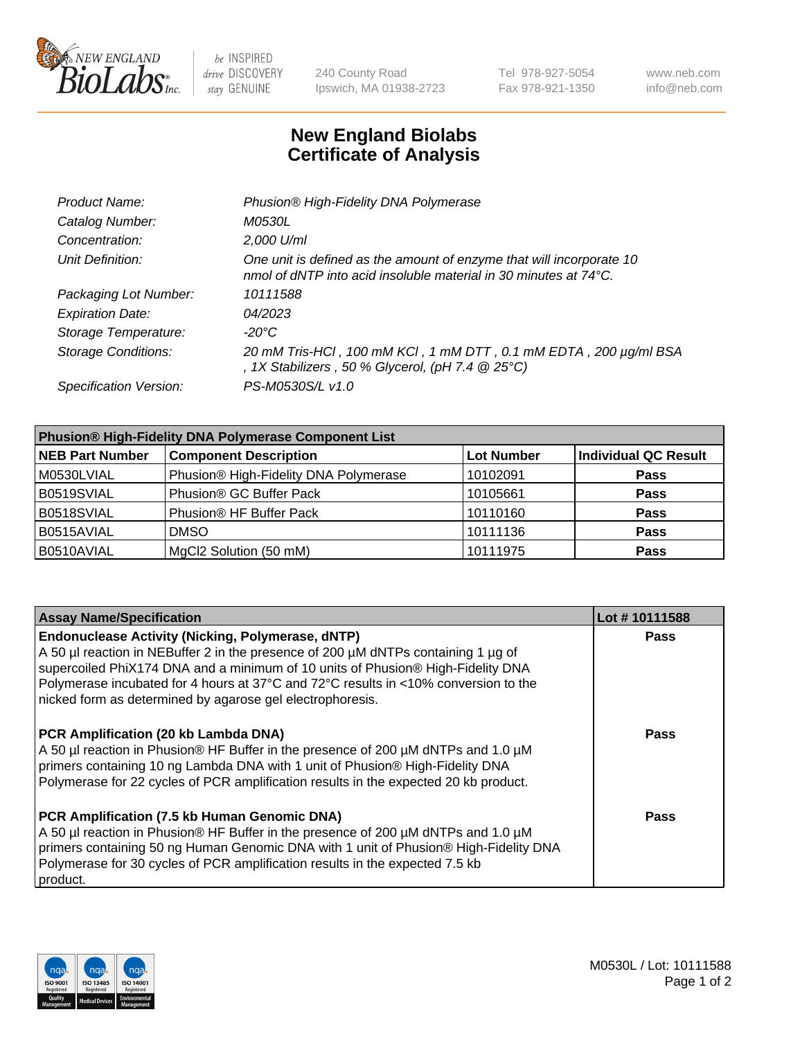New England BioLabs Inc. — be INSPIRED drive DISCOVERY stay GENUINE

240 County Road
Ipswich, MA 01938-2723

Tel 978-927-5054
Fax 978-921-1350

www.neb.com
info@neb.com

# New England Biolabs
# Certificate of Analysis

| | |
|---|---|
| *Product Name:* | *Phusion® High-Fidelity DNA Polymerase* |
| *Catalog Number:* | *M0530L* |
| *Concentration:* | *2,000 U/ml* |
| *Unit Definition:* | *One unit is defined as the amount of enzyme that will incorporate 10 nmol of dNTP into acid insoluble material in 30 minutes at 74°C.* |
| *Packaging Lot Number:* | *10111588* |
| *Expiration Date:* | *04/2023* |
| *Storage Temperature:* | *-20°C* |
| *Storage Conditions:* | *20 mM Tris-HCl , 100 mM KCl , 1 mM DTT , 0.1 mM EDTA , 200 µg/ml BSA , 1X Stabilizers , 50 % Glycerol, (pH 7.4 @ 25°C)* |
| *Specification Version:* | *PS-M0530S/L v1.0* |

| **Phusion® High-Fidelity DNA Polymerase Component List** | | | |
|---|---|---|---|
| **NEB Part Number** | **Component Description** | **Lot Number** | **Individual QC Result** |
| M0530LVIAL | Phusion® High-Fidelity DNA Polymerase | 10102091 | **Pass** |
| B0519SVIAL | Phusion® GC Buffer Pack | 10105661 | **Pass** |
| B0518SVIAL | Phusion® HF Buffer Pack | 10110160 | **Pass** |
| B0515AVIAL | DMSO | 10111136 | **Pass** |
| B0510AVIAL | MgCl2 Solution (50 mM) | 10111975 | **Pass** |

| **Assay Name/Specification** | **Lot # 10111588** |
|---|---|
| **Endonuclease Activity (Nicking, Polymerase, dNTP)**<br>A 50 µl reaction in NEBuffer 2 in the presence of 200 µM dNTPs containing 1 µg of supercoiled PhiX174 DNA and a minimum of 10 units of Phusion® High-Fidelity DNA Polymerase incubated for 4 hours at 37°C and 72°C results in <10% conversion to the nicked form as determined by agarose gel electrophoresis. | **Pass** |
| **PCR Amplification (20 kb Lambda DNA)**<br>A 50 µl reaction in Phusion® HF Buffer in the presence of 200 µM dNTPs and 1.0 µM primers containing 10 ng Lambda DNA with 1 unit of Phusion® High-Fidelity DNA Polymerase for 22 cycles of PCR amplification results in the expected 20 kb product. | **Pass** |
| **PCR Amplification (7.5 kb Human Genomic DNA)**<br>A 50 µl reaction in Phusion® HF Buffer in the presence of 200 µM dNTPs and 1.0 µM primers containing 50 ng Human Genomic DNA with 1 unit of Phusion® High-Fidelity DNA Polymerase for 30 cycles of PCR amplification results in the expected 7.5 kb product. | **Pass** |

M0530L / Lot: 10111588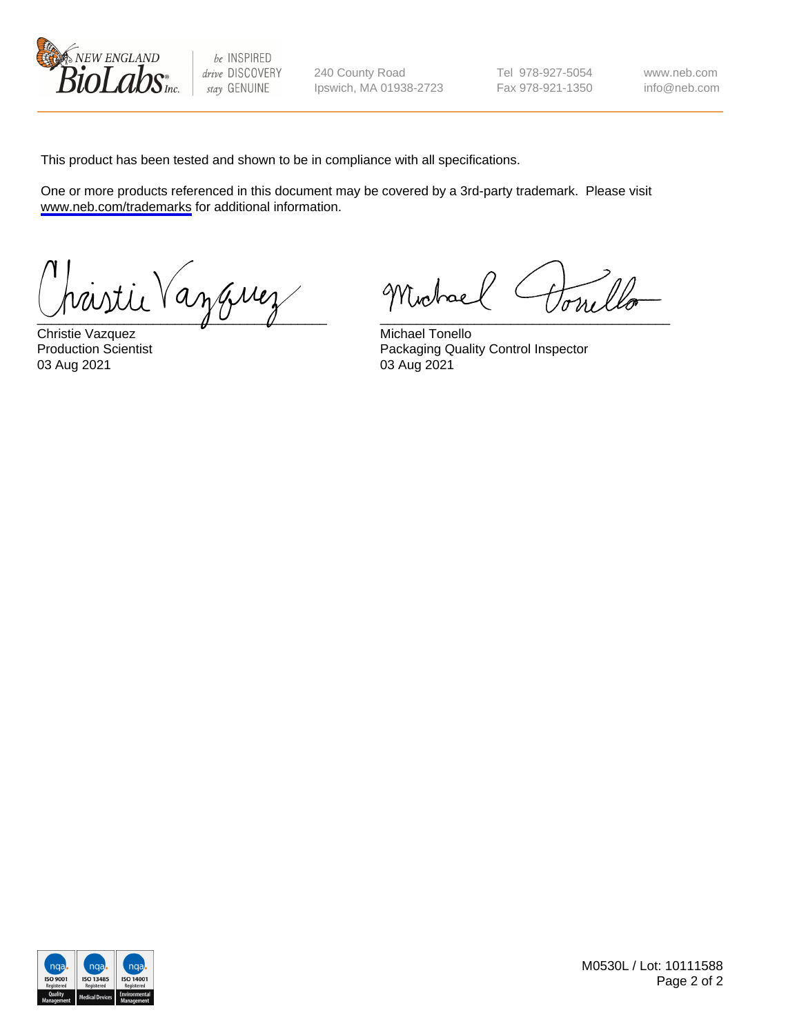This product has been tested and shown to be in compliance with all specifications.

One or more products referenced in this document may be covered by a 3rd-party trademark. Please visit www.neb.com/trademarks for additional information.

Christie Vazquez
Production Scientist
03 Aug 2021

Michael Tonello
Packaging Quality Control Inspector
03 Aug 2021

M0530L / Lot: 10111588